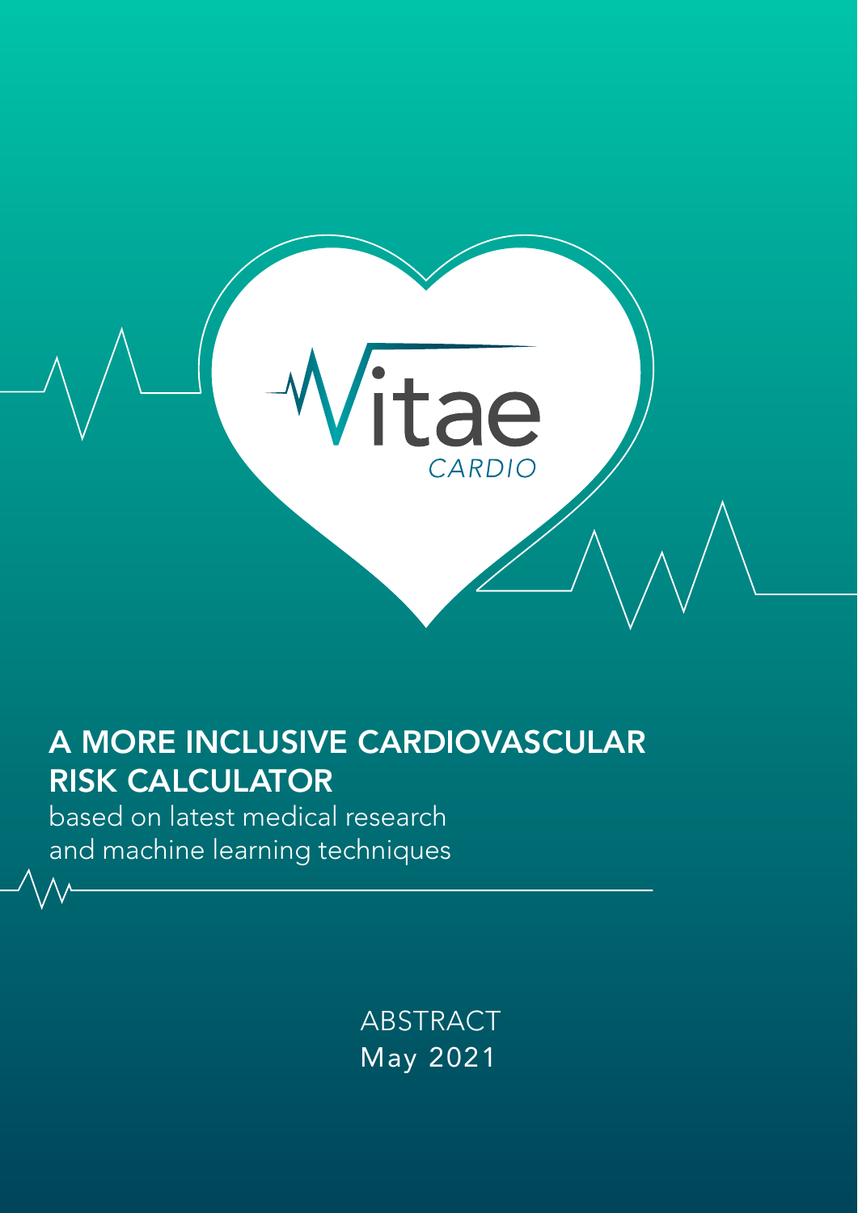Vitae
CARDIO

# A MORE INCLUSIVE CARDIOVASCULAR RISK CALCULATOR

based on latest medical research and machine learning techniques

ABSTRACT
May 2021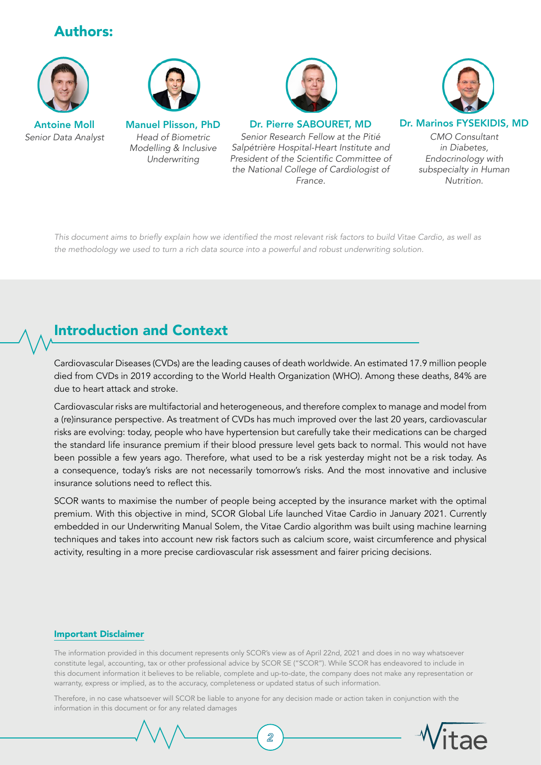## Authors:

**Antoine Moll**
*Senior Data Analyst*

**Manuel Plisson, PhD**
*Head of Biometric Modelling & Inclusive Underwriting*

**Dr. Pierre SABOURET, MD**
*Senior Research Fellow at the Pitié Salpétrière Hospital-Heart Institute and President of the Scientific Committee of the National College of Cardiologist of France.*

**Dr. Marinos FYSEKIDIS, MD**
*CMO Consultant in Diabetes, Endocrinology with subspecialty in Human Nutrition.*

*This document aims to briefly explain how we identified the most relevant risk factors to build Vitae Cardio, as well as the methodology we used to turn a rich data source into a powerful and robust underwriting solution.*

## Introduction and Context

Cardiovascular Diseases (CVDs) are the leading causes of death worldwide. An estimated 17.9 million people died from CVDs in 2019 according to the World Health Organization (WHO). Among these deaths, 84% are due to heart attack and stroke.

Cardiovascular risks are multifactorial and heterogeneous, and therefore complex to manage and model from a (re)insurance perspective. As treatment of CVDs has much improved over the last 20 years, cardiovascular risks are evolving: today, people who have hypertension but carefully take their medications can be charged the standard life insurance premium if their blood pressure level gets back to normal. This would not have been possible a few years ago. Therefore, what used to be a risk yesterday might not be a risk today. As a consequence, today's risks are not necessarily tomorrow's risks. And the most innovative and inclusive insurance solutions need to reflect this.

SCOR wants to maximise the number of people being accepted by the insurance market with the optimal premium. With this objective in mind, SCOR Global Life launched Vitae Cardio in January 2021. Currently embedded in our Underwriting Manual Solem, the Vitae Cardio algorithm was built using machine learning techniques and takes into account new risk factors such as calcium score, waist circumference and physical activity, resulting in a more precise cardiovascular risk assessment and fairer pricing decisions.

**Important Disclaimer**

The information provided in this document represents only SCOR's view as of April 22nd, 2021 and does in no way whatsoever constitute legal, accounting, tax or other professional advice by SCOR SE ("SCOR"). While SCOR has endeavored to include in this document information it believes to be reliable, complete and up-to-date, the company does not make any representation or warranty, express or implied, as to the accuracy, completeness or updated status of such information.

Therefore, in no case whatsoever will SCOR be liable to anyone for any decision made or action taken in conjunction with the information in this document or for any related damages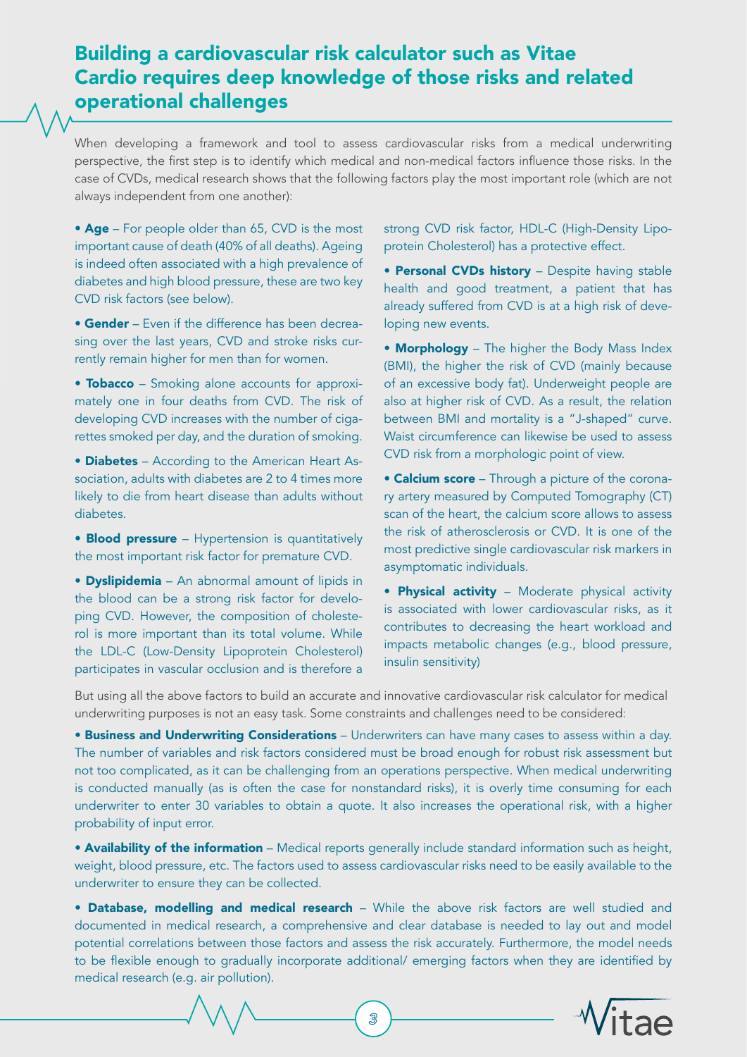## Building a cardiovascular risk calculator such as Vitae Cardio requires deep knowledge of those risks and related operational challenges

When developing a framework and tool to assess cardiovascular risks from a medical underwriting perspective, the first step is to identify which medical and non-medical factors influence those risks. In the case of CVDs, medical research shows that the following factors play the most important role (which are not always independent from one another):

- **Age** – For people older than 65, CVD is the most important cause of death (40% of all deaths). Ageing is indeed often associated with a high prevalence of diabetes and high blood pressure, these are two key CVD risk factors (see below).
- **Gender** – Even if the difference has been decreasing over the last years, CVD and stroke risks currently remain higher for men than for women.
- **Tobacco** – Smoking alone accounts for approximately one in four deaths from CVD. The risk of developing CVD increases with the number of cigarettes smoked per day, and the duration of smoking.
- **Diabetes** – According to the American Heart Association, adults with diabetes are 2 to 4 times more likely to die from heart disease than adults without diabetes.
- **Blood pressure** – Hypertension is quantitatively the most important risk factor for premature CVD.
- **Dyslipidemia** – An abnormal amount of lipids in the blood can be a strong risk factor for developing CVD. However, the composition of cholesterol is more important than its total volume. While the LDL-C (Low-Density Lipoprotein Cholesterol) participates in vascular occlusion and is therefore a strong CVD risk factor, HDL-C (High-Density Lipoprotein Cholesterol) has a protective effect.
- **Personal CVDs history** – Despite having stable health and good treatment, a patient that has already suffered from CVD is at a high risk of developing new events.
- **Morphology** – The higher the Body Mass Index (BMI), the higher the risk of CVD (mainly because of an excessive body fat). Underweight people are also at higher risk of CVD. As a result, the relation between BMI and mortality is a "J-shaped" curve. Waist circumference can likewise be used to assess CVD risk from a morphologic point of view.
- **Calcium score** – Through a picture of the coronary artery measured by Computed Tomography (CT) scan of the heart, the calcium score allows to assess the risk of atherosclerosis or CVD. It is one of the most predictive single cardiovascular risk markers in asymptomatic individuals.
- **Physical activity** – Moderate physical activity is associated with lower cardiovascular risks, as it contributes to decreasing the heart workload and impacts metabolic changes (e.g., blood pressure, insulin sensitivity)

But using all the above factors to build an accurate and innovative cardiovascular risk calculator for medical underwriting purposes is not an easy task. Some constraints and challenges need to be considered:

- **Business and Underwriting Considerations** – Underwriters can have many cases to assess within a day. The number of variables and risk factors considered must be broad enough for robust risk assessment but not too complicated, as it can be challenging from an operations perspective. When medical underwriting is conducted manually (as is often the case for nonstandard risks), it is overly time consuming for each underwriter to enter 30 variables to obtain a quote. It also increases the operational risk, with a higher probability of input error.
- **Availability of the information** – Medical reports generally include standard information such as height, weight, blood pressure, etc. The factors used to assess cardiovascular risks need to be easily available to the underwriter to ensure they can be collected.
- **Database, modelling and medical research** – While the above risk factors are well studied and documented in medical research, a comprehensive and clear database is needed to lay out and model potential correlations between those factors and assess the risk accurately. Furthermore, the model needs to be flexible enough to gradually incorporate additional/ emerging factors when they are identified by medical research (e.g. air pollution).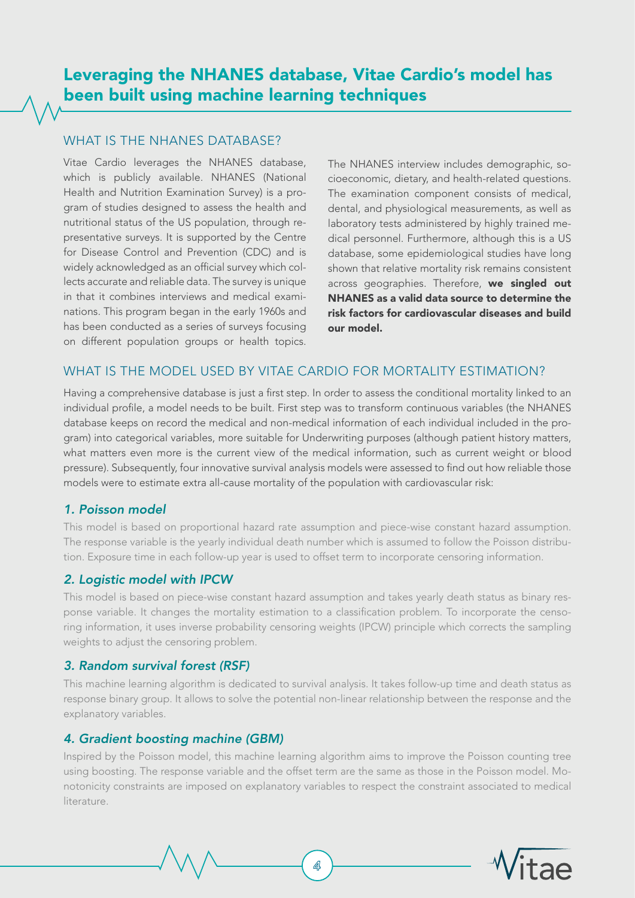# Leveraging the NHANES database, Vitae Cardio's model has been built using machine learning techniques

## WHAT IS THE NHANES DATABASE?

Vitae Cardio leverages the NHANES database, which is publicly available. NHANES (National Health and Nutrition Examination Survey) is a program of studies designed to assess the health and nutritional status of the US population, through representative surveys. It is supported by the Centre for Disease Control and Prevention (CDC) and is widely acknowledged as an official survey which collects accurate and reliable data. The survey is unique in that it combines interviews and medical examinations. This program began in the early 1960s and has been conducted as a series of surveys focusing on different population groups or health topics.

The NHANES interview includes demographic, socioeconomic, dietary, and health-related questions. The examination component consists of medical, dental, and physiological measurements, as well as laboratory tests administered by highly trained medical personnel. Furthermore, although this is a US database, some epidemiological studies have long shown that relative mortality risk remains consistent across geographies. Therefore, **we singled out NHANES as a valid data source to determine the risk factors for cardiovascular diseases and build our model.**

## WHAT IS THE MODEL USED BY VITAE CARDIO FOR MORTALITY ESTIMATION?

Having a comprehensive database is just a first step. In order to assess the conditional mortality linked to an individual profile, a model needs to be built. First step was to transform continuous variables (the NHANES database keeps on record the medical and non-medical information of each individual included in the program) into categorical variables, more suitable for Underwriting purposes (although patient history matters, what matters even more is the current view of the medical information, such as current weight or blood pressure). Subsequently, four innovative survival analysis models were assessed to find out how reliable those models were to estimate extra all-cause mortality of the population with cardiovascular risk:

### *1. Poisson model*

This model is based on proportional hazard rate assumption and piece-wise constant hazard assumption. The response variable is the yearly individual death number which is assumed to follow the Poisson distribution. Exposure time in each follow-up year is used to offset term to incorporate censoring information.

### *2. Logistic model with IPCW*

This model is based on piece-wise constant hazard assumption and takes yearly death status as binary response variable. It changes the mortality estimation to a classification problem. To incorporate the censoring information, it uses inverse probability censoring weights (IPCW) principle which corrects the sampling weights to adjust the censoring problem.

### *3. Random survival forest (RSF)*

This machine learning algorithm is dedicated to survival analysis. It takes follow-up time and death status as response binary group. It allows to solve the potential non-linear relationship between the response and the explanatory variables.

### *4. Gradient boosting machine (GBM)*

Inspired by the Poisson model, this machine learning algorithm aims to improve the Poisson counting tree using boosting. The response variable and the offset term are the same as those in the Poisson model. Monotonicity constraints are imposed on explanatory variables to respect the constraint associated to medical literature.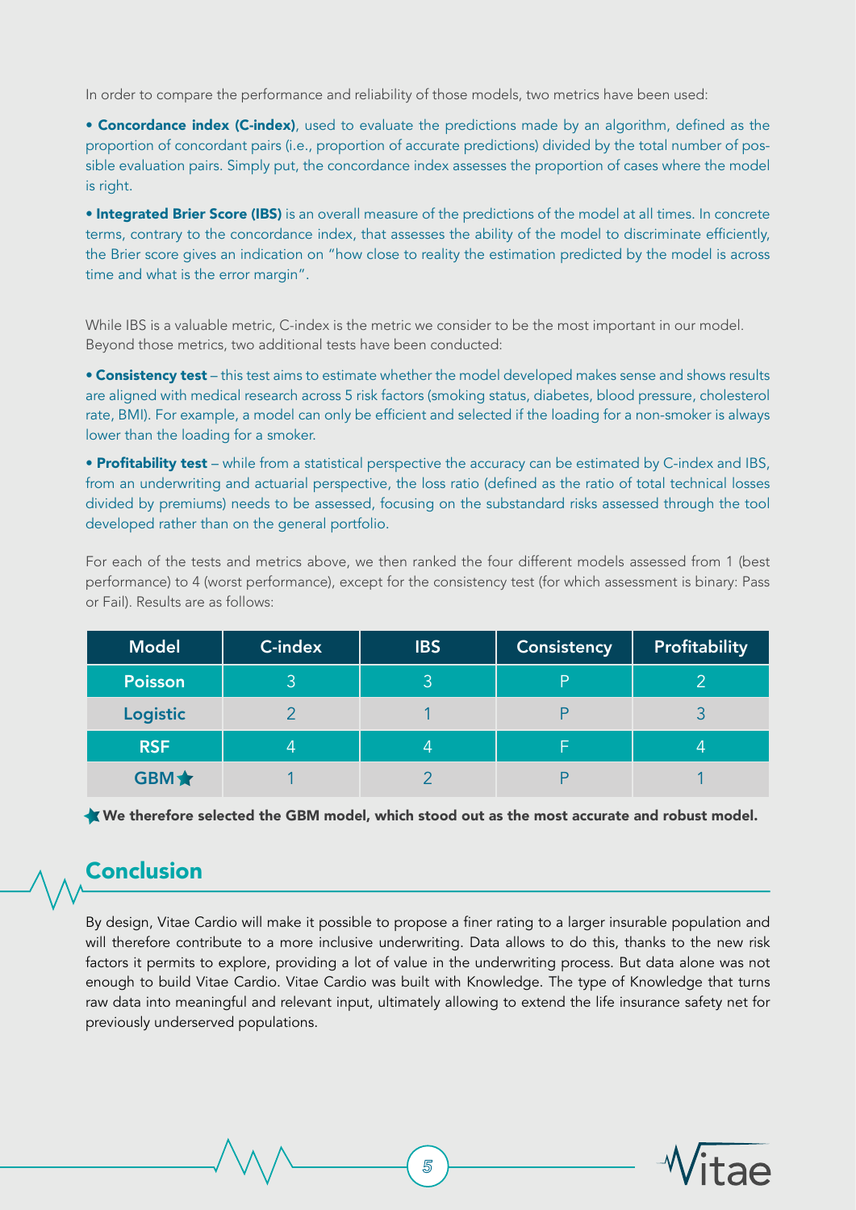In order to compare the performance and reliability of those models, two metrics have been used:

- **Concordance index (C-index)**, used to evaluate the predictions made by an algorithm, defined as the proportion of concordant pairs (i.e., proportion of accurate predictions) divided by the total number of possible evaluation pairs. Simply put, the concordance index assesses the proportion of cases where the model is right.
- **Integrated Brier Score (IBS)** is an overall measure of the predictions of the model at all times. In concrete terms, contrary to the concordance index, that assesses the ability of the model to discriminate efficiently, the Brier score gives an indication on "how close to reality the estimation predicted by the model is across time and what is the error margin".

While IBS is a valuable metric, C-index is the metric we consider to be the most important in our model. Beyond those metrics, two additional tests have been conducted:

- **Consistency test** – this test aims to estimate whether the model developed makes sense and shows results are aligned with medical research across 5 risk factors (smoking status, diabetes, blood pressure, cholesterol rate, BMI). For example, a model can only be efficient and selected if the loading for a non-smoker is always lower than the loading for a smoker.
- **Profitability test** – while from a statistical perspective the accuracy can be estimated by C-index and IBS, from an underwriting and actuarial perspective, the loss ratio (defined as the ratio of total technical losses divided by premiums) needs to be assessed, focusing on the substandard risks assessed through the tool developed rather than on the general portfolio.

For each of the tests and metrics above, we then ranked the four different models assessed from 1 (best performance) to 4 (worst performance), except for the consistency test (for which assessment is binary: Pass or Fail). Results are as follows:

| Model | C-index | IBS | Consistency | Profitability |
|---|---|---|---|---|
| Poisson | 3 | 3 | P | 2 |
| Logistic | 2 | 1 | P | 3 |
| RSF | 4 | 4 | F | 4 |
| GBM★ | 1 | 2 | P | 1 |

★ **We therefore selected the GBM model, which stood out as the most accurate and robust model.**

## Conclusion

By design, Vitae Cardio will make it possible to propose a finer rating to a larger insurable population and will therefore contribute to a more inclusive underwriting. Data allows to do this, thanks to the new risk factors it permits to explore, providing a lot of value in the underwriting process. But data alone was not enough to build Vitae Cardio. Vitae Cardio was built with Knowledge. The type of Knowledge that turns raw data into meaningful and relevant input, ultimately allowing to extend the life insurance safety net for previously underserved populations.